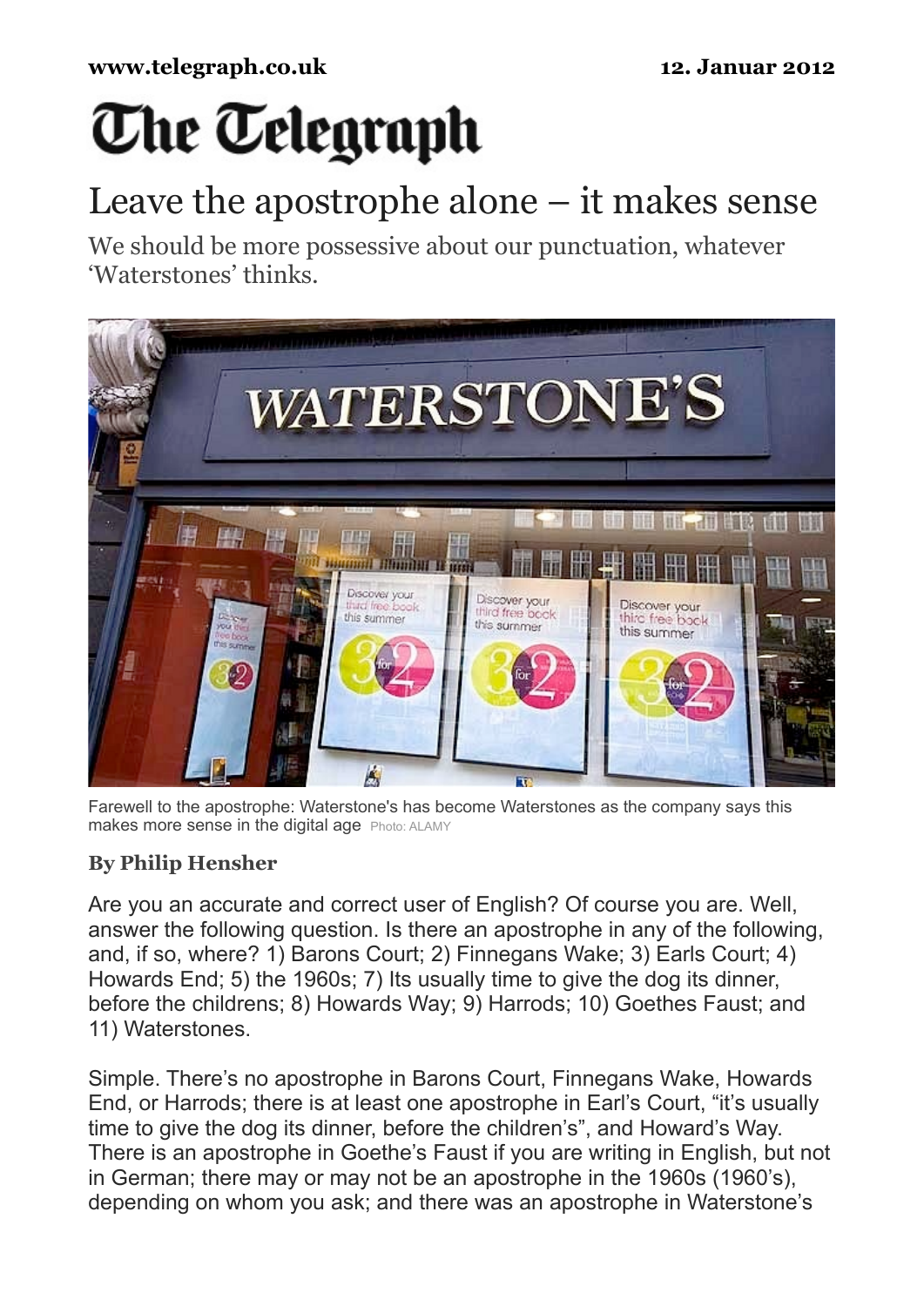www.telegraph.co.uk 12. Januar 2012

# The Telegraph

## Leave the apostrophe alone – it makes sense

We should be more possessive about our punctuation, whatever 'Waterstones' thinks.

Farewell to the apostrophe: Waterstone's has become Waterstones as the company says this makes more sense in the digital age Photo: ALAMY

**By Philip Hensher**

Are you an accurate and correct user of English? Of course you are. Well, answer the following question. Is there an apostrophe in any of the following, and, if so, where? 1) Barons Court; 2) Finnegans Wake; 3) Earls Court; 4) Howards End; 5) the 1960s; 7) Its usually time to give the dog its dinner, before the childrens; 8) Howards Way; 9) Harrods; 10) Goethes Faust; and 11) Waterstones.

Simple. There's no apostrophe in Barons Court, Finnegans Wake, Howards End, or Harrods; there is at least one apostrophe in Earl's Court, "it's usually time to give the dog its dinner, before the children's", and Howard's Way. There is an apostrophe in Goethe's Faust if you are writing in English, but not in German; there may or may not be an apostrophe in the 1960s (1960's), depending on whom you ask; and there was an apostrophe in Waterstone's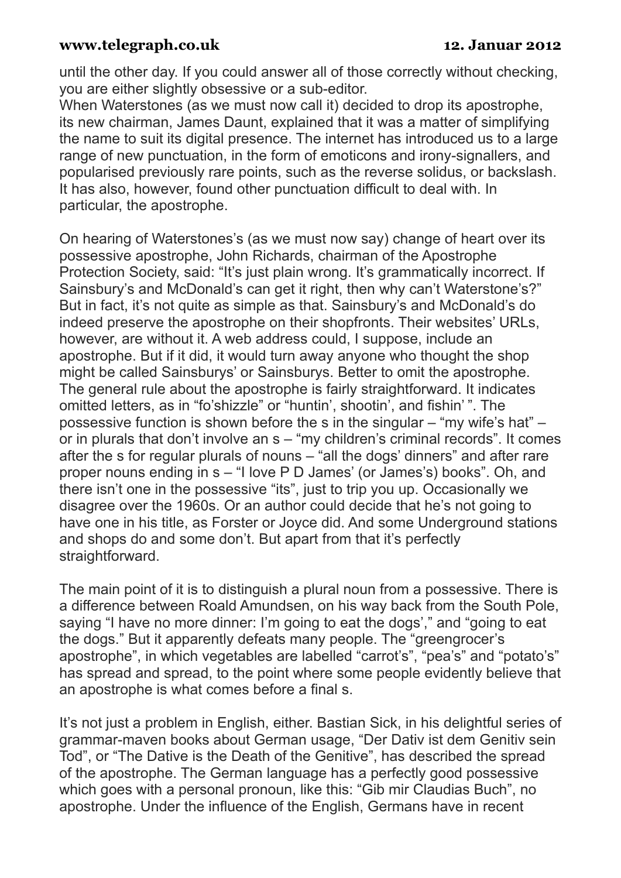until the other day. If you could answer all of those correctly without checking, you are either slightly obsessive or a sub-editor.

When Waterstones (as we must now call it) decided to drop its apostrophe, its new chairman, James Daunt, explained that it was a matter of simplifying the name to suit its digital presence. The internet has introduced us to a large range of new punctuation, in the form of emoticons and irony-signallers, and popularised previously rare points, such as the reverse solidus, or backslash. It has also, however, found other punctuation difficult to deal with. In particular, the apostrophe.

On hearing of Waterstones's (as we must now say) change of heart over its possessive apostrophe, John Richards, chairman of the Apostrophe Protection Society, said: “It's just plain wrong. It's grammatically incorrect. If Sainsbury's and McDonald's can get it right, then why can't Waterstone's?” But in fact, it's not quite as simple as that. Sainsbury's and McDonald's do indeed preserve the apostrophe on their shopfronts. Their websites' URLs, however, are without it. A web address could, I suppose, include an apostrophe. But if it did, it would turn away anyone who thought the shop might be called Sainsburys' or Sainsburys. Better to omit the apostrophe.

The general rule about the apostrophe is fairly straightforward. It indicates omitted letters, as in “fo'shizzle” or “huntin', shootin', and fishin' ”. The possessive function is shown before the s in the singular – “my wife's hat” – or in plurals that don't involve an s – “my children's criminal records”. It comes after the s for regular plurals of nouns – “all the dogs' dinners” and after rare proper nouns ending in s – “I love P D James' (or James's) books”. Oh, and there isn't one in the possessive “its”, just to trip you up. Occasionally we disagree over the 1960s. Or an author could decide that he's not going to have one in his title, as Forster or Joyce did. And some Underground stations and shops do and some don't. But apart from that it's perfectly straightforward.

The main point of it is to distinguish a plural noun from a possessive. There is a difference between Roald Amundsen, on his way back from the South Pole, saying “I have no more dinner: I'm going to eat the dogs',” and “going to eat the dogs.” But it apparently defeats many people. The “greengrocer's apostrophe”, in which vegetables are labelled “carrot's”, “pea's” and “potato's” has spread and spread, to the point where some people evidently believe that an apostrophe is what comes before a final s.

It's not just a problem in English, either. Bastian Sick, in his delightful series of grammar-maven books about German usage, “Der Dativ ist dem Genitiv sein Tod”, or “The Dative is the Death of the Genitive”, has described the spread of the apostrophe. The German language has a perfectly good possessive which goes with a personal pronoun, like this: “Gib mir Claudias Buch”, no apostrophe. Under the influence of the English, Germans have in recent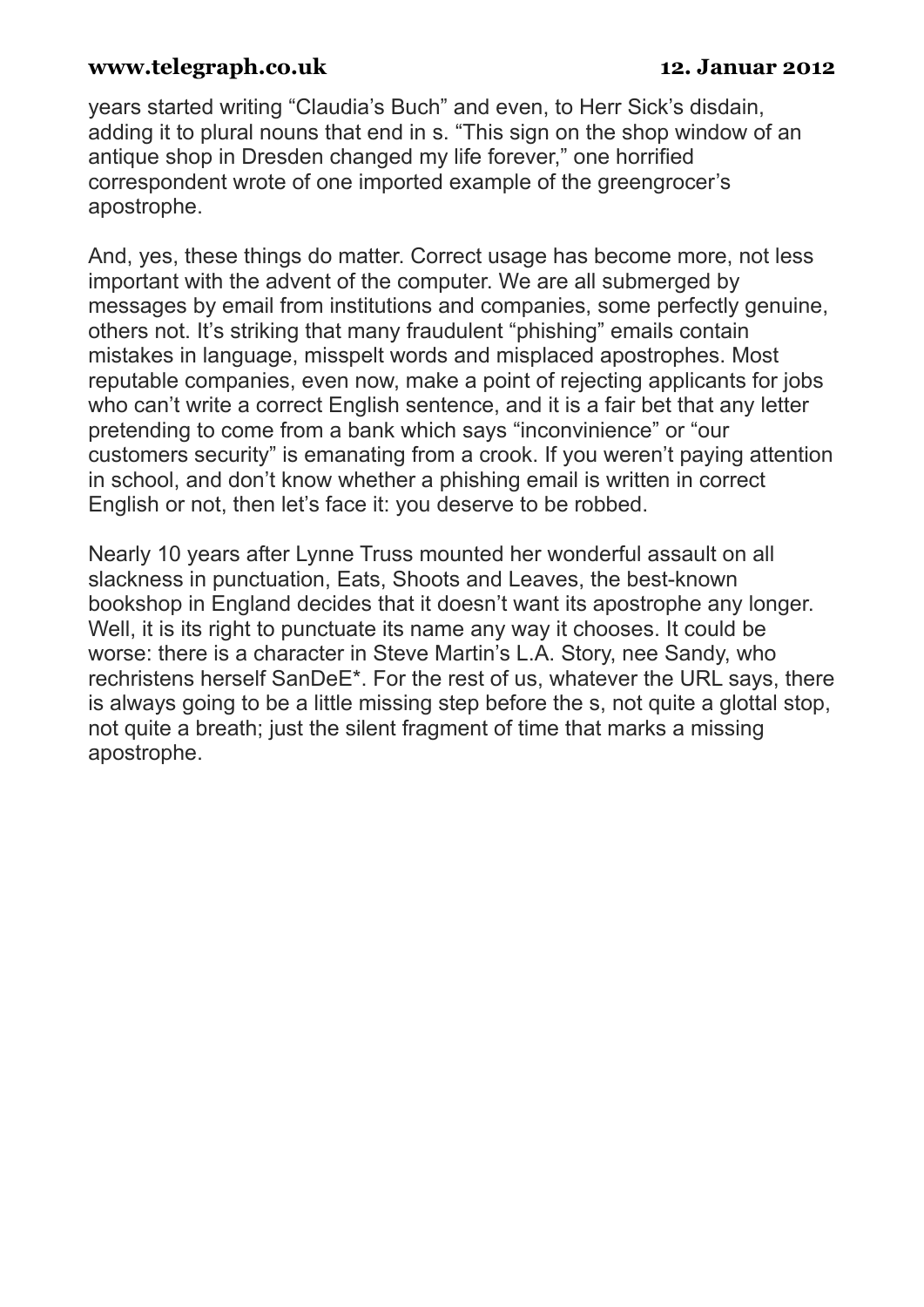years started writing “Claudia’s Buch” and even, to Herr Sick’s disdain, adding it to plural nouns that end in s. “This sign on the shop window of an antique shop in Dresden changed my life forever,” one horrified correspondent wrote of one imported example of the greengrocer’s apostrophe.

And, yes, these things do matter. Correct usage has become more, not less important with the advent of the computer. We are all submerged by messages by email from institutions and companies, some perfectly genuine, others not. It’s striking that many fraudulent “phishing” emails contain mistakes in language, misspelt words and misplaced apostrophes. Most reputable companies, even now, make a point of rejecting applicants for jobs who can’t write a correct English sentence, and it is a fair bet that any letter pretending to come from a bank which says “inconvinience” or “our customers security” is emanating from a crook. If you weren’t paying attention in school, and don’t know whether a phishing email is written in correct English or not, then let’s face it: you deserve to be robbed.

Nearly 10 years after Lynne Truss mounted her wonderful assault on all slackness in punctuation, Eats, Shoots and Leaves, the best-known bookshop in England decides that it doesn’t want its apostrophe any longer. Well, it is its right to punctuate its name any way it chooses. It could be worse: there is a character in Steve Martin’s L.A. Story, nee Sandy, who rechristens herself SanDeE*. For the rest of us, whatever the URL says, there is always going to be a little missing step before the s, not quite a glottal stop, not quite a breath; just the silent fragment of time that marks a missing apostrophe.